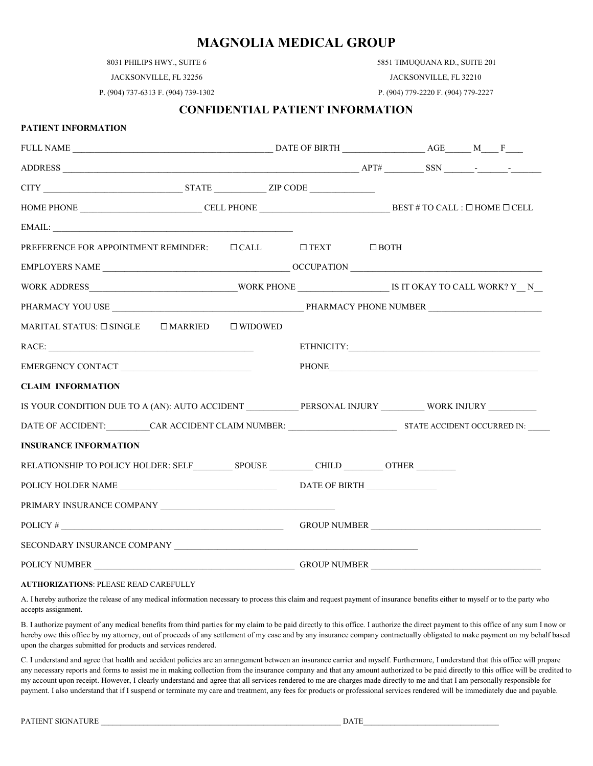# MAGNOLIA MEDICAL GROUP

8031 PHILIPS HWY., SUITE 6
JACKSONVILLE, FL 32256
P. (904) 737-6313 F. (904) 739-1302

5851 TIMUQUANA RD., SUITE 201
JACKSONVILLE, FL 32210
P. (904) 779-2220 F. (904) 779-2227

## CONFIDENTIAL PATIENT INFORMATION

**PATIENT INFORMATION**

FULL NAME _______________________________________________ DATE OF BIRTH ___________________ AGE______ M____ F____

ADDRESS ______________________________________________________________________ APT# _________ SSN _______-_______-_______

CITY ________________________________ STATE ____________ ZIP CODE _______________

HOME PHONE ___________________________ CELL PHONE ______________________________ BEST # TO CALL : ☐ HOME ☐ CELL

EMAIL: ________________________________________________________

PREFERENCE FOR APPOINTMENT REMINDER: ☐ CALL ☐ TEXT ☐ BOTH

EMPLOYERS NAME __________________________________________ OCCUPATION ____________________________________________

WORK ADDRESS__________________________________WORK PHONE ____________________ IS IT OKAY TO CALL WORK? Y__ N__

PHARMACY YOU USE ____________________________________________ PHARMACY PHONE NUMBER _________________________

MARITAL STATUS: ☐ SINGLE ☐ MARRIED ☐ WIDOWED

RACE: ________________________________________________ ETHNICITY:_____________________________________________

EMERGENCY CONTACT _____________________________ PHONE_________________________________________________

**CLAIM INFORMATION**

IS YOUR CONDITION DUE TO A (AN): AUTO ACCIDENT ____________ PERSONAL INJURY __________ WORK INJURY ___________

DATE OF ACCIDENT:__________CAR ACCIDENT CLAIM NUMBER: _________________________ STATE ACCIDENT OCCURRED IN: _____

**INSURANCE INFORMATION**

RELATIONSHIP TO POLICY HOLDER: SELF_________ SPOUSE __________ CHILD _________ OTHER _________

POLICY HOLDER NAME ____________________________________ DATE OF BIRTH ________________

PRIMARY INSURANCE COMPANY _________________________________________

POLICY # ____________________________________________________ GROUP NUMBER ________________________________________

SECONDARY INSURANCE COMPANY _________________________________________________________

POLICY NUMBER _______________________________________________ GROUP NUMBER ________________________________________

**AUTHORIZATIONS**: PLEASE READ CAREFULLY

A. I hereby authorize the release of any medical information necessary to process this claim and request payment of insurance benefits either to myself or to the party who accepts assignment.

B. I authorize payment of any medical benefits from third parties for my claim to be paid directly to this office. I authorize the direct payment to this office of any sum I now or hereby owe this office by my attorney, out of proceeds of any settlement of my case and by any insurance company contractually obligated to make payment on my behalf based upon the charges submitted for products and services rendered.

C. I understand and agree that health and accident policies are an arrangement between an insurance carrier and myself. Furthermore, I understand that this office will prepare any necessary reports and forms to assist me in making collection from the insurance company and that any amount authorized to be paid directly to this office will be credited to my account upon receipt. However, I clearly understand and agree that all services rendered to me are charges made directly to me and that I am personally responsible for payment. I also understand that if I suspend or terminate my care and treatment, any fees for products or professional services rendered will be immediately due and payable.

PATIENT SIGNATURE _________________________________________________________________ DATE___________________________________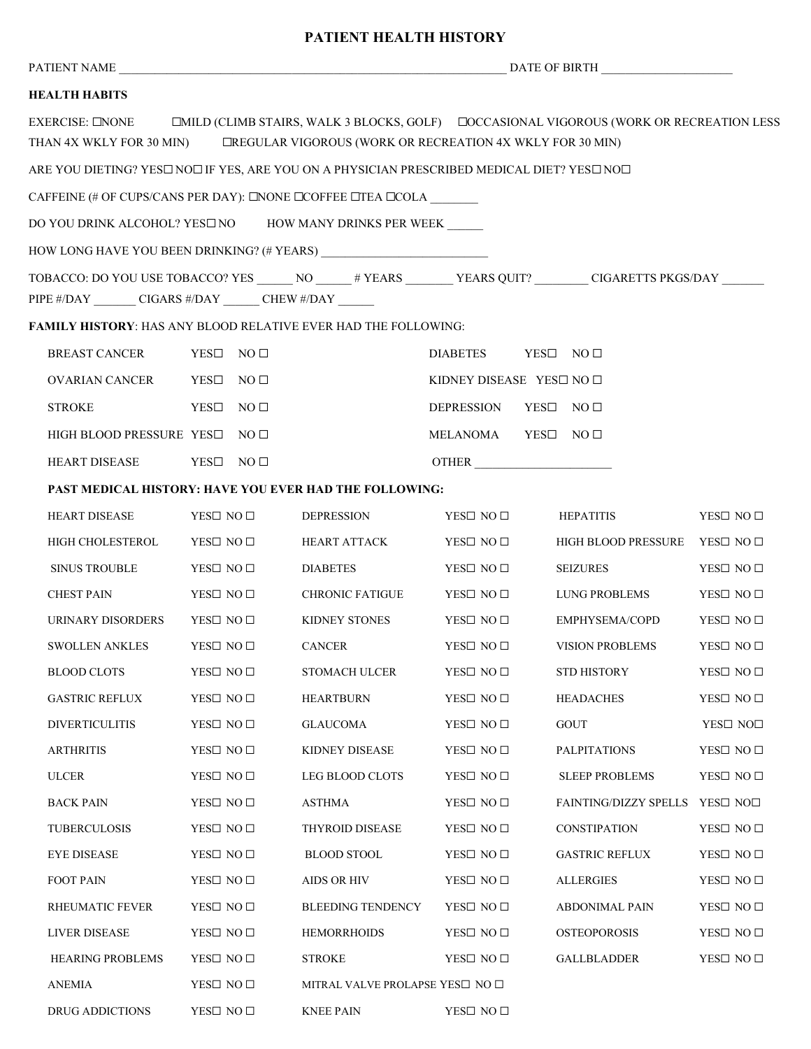# PATIENT HEALTH HISTORY

PATIENT NAME ________________________________________________ DATE OF BIRTH ____________________

**HEALTH HABITS**

EXERCISE: ☐NONE ☐MILD (CLIMB STAIRS, WALK 3 BLOCKS, GOLF) ☐OCCASIONAL VIGOROUS (WORK OR RECREATION LESS THAN 4X WKLY FOR 30 MIN) ☐REGULAR VIGOROUS (WORK OR RECREATION 4X WKLY FOR 30 MIN)

ARE YOU DIETING? YES☐ NO☐ IF YES, ARE YOU ON A PHYSICIAN PRESCRIBED MEDICAL DIET? YES☐ NO☐

CAFFEINE (# OF CUPS/CANS PER DAY): ☐NONE ☐COFFEE ☐TEA ☐COLA ________

DO YOU DRINK ALCOHOL? YES☐ NO HOW MANY DRINKS PER WEEK ______

HOW LONG HAVE YOU BEEN DRINKING? (# YEARS) ____________________________

TOBACCO: DO YOU USE TOBACCO? YES ______ NO ______ # YEARS ________ YEARS QUIT? _________ CIGARETTS PKGS/DAY _______ PIPE #/DAY _______ CIGARS #/DAY ______ CHEW #/DAY ______

**FAMILY HISTORY**: HAS ANY BLOOD RELATIVE EVER HAD THE FOLLOWING:

| | | | |
|---|---|---|---|
| BREAST CANCER | YES☐ NO ☐ | DIABETES | YES☐ NO ☐ |
| OVARIAN CANCER | YES☐ NO ☐ | KIDNEY DISEASE | YES☐ NO ☐ |
| STROKE | YES☐ NO ☐ | DEPRESSION | YES☐ NO ☐ |
| HIGH BLOOD PRESSURE | YES☐ NO ☐ | MELANOMA | YES☐ NO ☐ |
| HEART DISEASE | YES☐ NO ☐ | OTHER ______________________ | |

**PAST MEDICAL HISTORY: HAVE YOU EVER HAD THE FOLLOWING:**

| | | | | | |
|---|---|---|---|---|---|
| HEART DISEASE | YES☐ NO ☐ | DEPRESSION | YES☐ NO ☐ | HEPATITIS | YES☐ NO ☐ |
| HIGH CHOLESTEROL | YES☐ NO ☐ | HEART ATTACK | YES☐ NO ☐ | HIGH BLOOD PRESSURE | YES☐ NO ☐ |
| SINUS TROUBLE | YES☐ NO ☐ | DIABETES | YES☐ NO ☐ | SEIZURES | YES☐ NO ☐ |
| CHEST PAIN | YES☐ NO ☐ | CHRONIC FATIGUE | YES☐ NO ☐ | LUNG PROBLEMS | YES☐ NO ☐ |
| URINARY DISORDERS | YES☐ NO ☐ | KIDNEY STONES | YES☐ NO ☐ | EMPHYSEMA/COPD | YES☐ NO ☐ |
| SWOLLEN ANKLES | YES☐ NO ☐ | CANCER | YES☐ NO ☐ | VISION PROBLEMS | YES☐ NO ☐ |
| BLOOD CLOTS | YES☐ NO ☐ | STOMACH ULCER | YES☐ NO ☐ | STD HISTORY | YES☐ NO ☐ |
| GASTRIC REFLUX | YES☐ NO ☐ | HEARTBURN | YES☐ NO ☐ | HEADACHES | YES☐ NO ☐ |
| DIVERTICULITIS | YES☐ NO ☐ | GLAUCOMA | YES☐ NO ☐ | GOUT | YES☐ NO☐ |
| ARTHRITIS | YES☐ NO ☐ | KIDNEY DISEASE | YES☐ NO ☐ | PALPITATIONS | YES☐ NO ☐ |
| ULCER | YES☐ NO ☐ | LEG BLOOD CLOTS | YES☐ NO ☐ | SLEEP PROBLEMS | YES☐ NO ☐ |
| BACK PAIN | YES☐ NO ☐ | ASTHMA | YES☐ NO ☐ | FAINTING/DIZZY SPELLS | YES☐ NO☐ |
| TUBERCULOSIS | YES☐ NO ☐ | THYROID DISEASE | YES☐ NO ☐ | CONSTIPATION | YES☐ NO ☐ |
| EYE DISEASE | YES☐ NO ☐ | BLOOD STOOL | YES☐ NO ☐ | GASTRIC REFLUX | YES☐ NO ☐ |
| FOOT PAIN | YES☐ NO ☐ | AIDS OR HIV | YES☐ NO ☐ | ALLERGIES | YES☐ NO ☐ |
| RHEUMATIC FEVER | YES☐ NO ☐ | BLEEDING TENDENCY | YES☐ NO ☐ | ABDONIMAL PAIN | YES☐ NO ☐ |
| LIVER DISEASE | YES☐ NO ☐ | HEMORRHOIDS | YES☐ NO ☐ | OSTEOPOROSIS | YES☐ NO ☐ |
| HEARING PROBLEMS | YES☐ NO ☐ | STROKE | YES☐ NO ☐ | GALLBLADDER | YES☐ NO ☐ |
| ANEMIA | YES☐ NO ☐ | MITRAL VALVE PROLAPSE | YES☐ NO ☐ | | |
| DRUG ADDICTIONS | YES☐ NO ☐ | KNEE PAIN | YES☐ NO ☐ | | |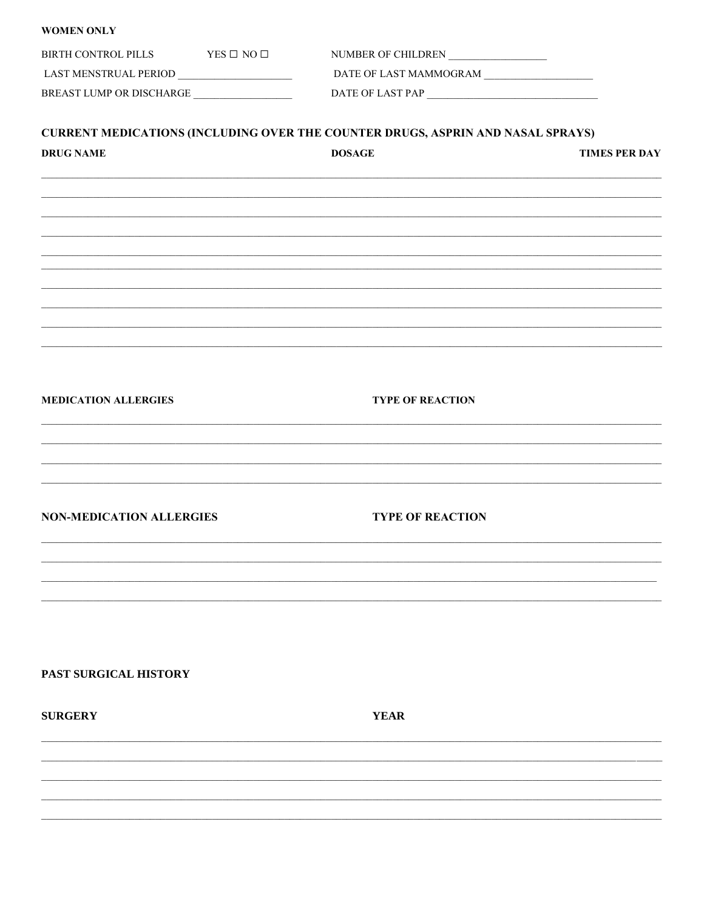**WOMEN ONLY**

BIRTH CONTROL PILLS YES ☐ NO ☐ NUMBER OF CHILDREN ___________________

LAST MENSTRUAL PERIOD ______________________ DATE OF LAST MAMMOGRAM _____________________

BREAST LUMP OR DISCHARGE ___________________ DATE OF LAST PAP _________________________________

## CURRENT MEDICATIONS (INCLUDING OVER THE COUNTER DRUGS, ASPRIN AND NASAL SPRAYS)

| DRUG NAME | DOSAGE | TIMES PER DAY |
|---|---|---|
| | | |
| | | |
| | | |
| | | |
| | | |
| | | |
| | | |
| | | |
| | | |

| MEDICATION ALLERGIES | TYPE OF REACTION |
|---|---|
| | |
| | |
| | |
| | |

| NON-MEDICATION ALLERGIES | TYPE OF REACTION |
|---|---|
| | |
| | |
| | |
| | |

## PAST SURGICAL HISTORY

| SURGERY | YEAR |
|---|---|
| | |
| | |
| | |
| | |
| | |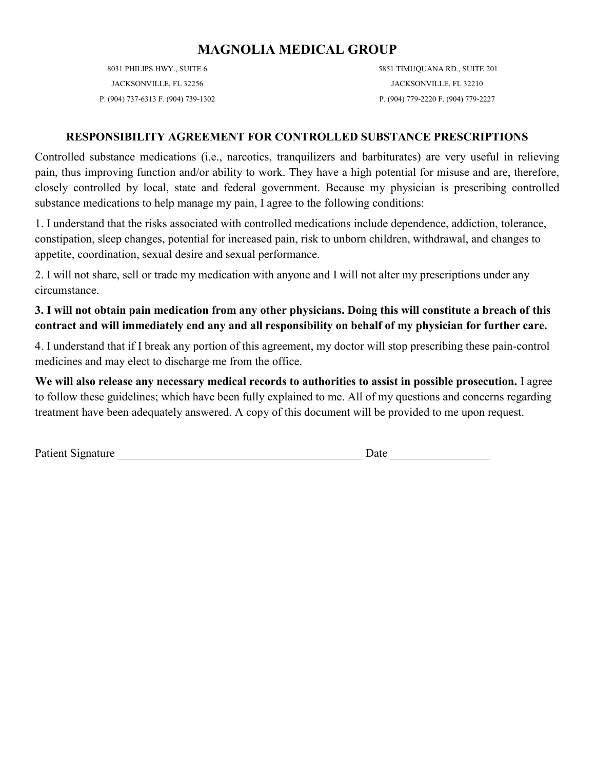# MAGNOLIA MEDICAL GROUP

8031 PHILIPS HWY., SUITE 6
JACKSONVILLE, FL 32256
P. (904) 737-6313 F. (904) 739-1302

5851 TIMUQUANA RD., SUITE 201
JACKSONVILLE, FL 32210
P. (904) 779-2220 F. (904) 779-2227

## RESPONSIBILITY AGREEMENT FOR CONTROLLED SUBSTANCE PRESCRIPTIONS

Controlled substance medications (i.e., narcotics, tranquilizers and barbiturates) are very useful in relieving pain, thus improving function and/or ability to work. They have a high potential for misuse and are, therefore, closely controlled by local, state and federal government. Because my physician is prescribing controlled substance medications to help manage my pain, I agree to the following conditions:

1. I understand that the risks associated with controlled medications include dependence, addiction, tolerance, constipation, sleep changes, potential for increased pain, risk to unborn children, withdrawal, and changes to appetite, coordination, sexual desire and sexual performance.

2. I will not share, sell or trade my medication with anyone and I will not alter my prescriptions under any circumstance.

**3. I will not obtain pain medication from any other physicians. Doing this will constitute a breach of this contract and will immediately end any and all responsibility on behalf of my physician for further care.**

4. I understand that if I break any portion of this agreement, my doctor will stop prescribing these pain-control medicines and may elect to discharge me from the office.

**We will also release any necessary medical records to authorities to assist in possible prosecution.** I agree to follow these guidelines; which have been fully explained to me. All of my questions and concerns regarding treatment have been adequately answered. A copy of this document will be provided to me upon request.

Patient Signature ___________________________________________ Date _________________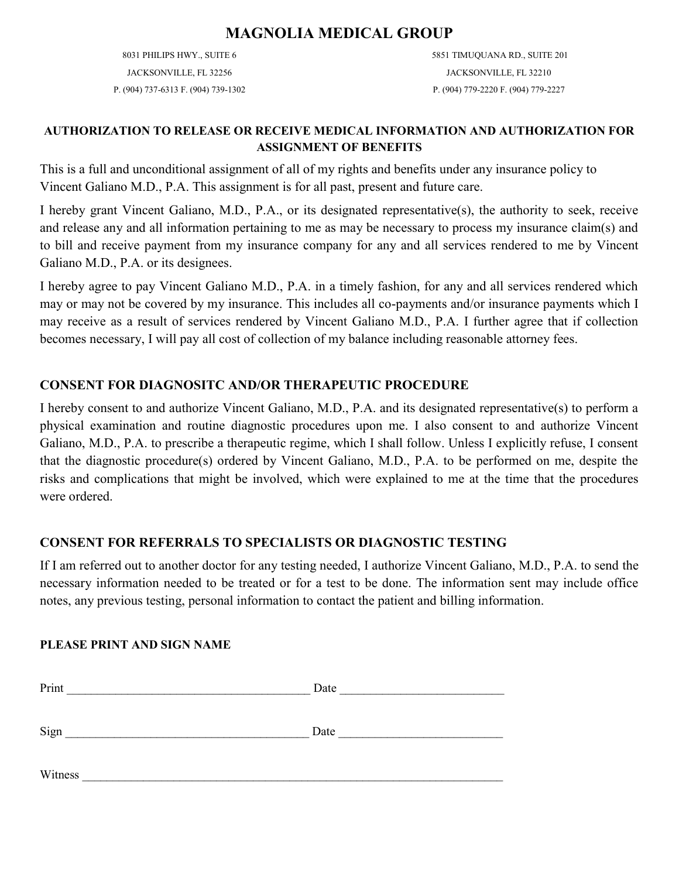# MAGNOLIA MEDICAL GROUP

8031 PHILIPS HWY., SUITE 6
JACKSONVILLE, FL 32256
P. (904) 737-6313 F. (904) 739-1302

5851 TIMUQUANA RD., SUITE 201
JACKSONVILLE, FL 32210
P. (904) 779-2220 F. (904) 779-2227

**AUTHORIZATION TO RELEASE OR RECEIVE MEDICAL INFORMATION AND AUTHORIZATION FOR ASSIGNMENT OF BENEFITS**

This is a full and unconditional assignment of all of my rights and benefits under any insurance policy to Vincent Galiano M.D., P.A. This assignment is for all past, present and future care.

I hereby grant Vincent Galiano, M.D., P.A., or its designated representative(s), the authority to seek, receive and release any and all information pertaining to me as may be necessary to process my insurance claim(s) and to bill and receive payment from my insurance company for any and all services rendered to me by Vincent Galiano M.D., P.A. or its designees.

I hereby agree to pay Vincent Galiano M.D., P.A. in a timely fashion, for any and all services rendered which may or may not be covered by my insurance. This includes all co-payments and/or insurance payments which I may receive as a result of services rendered by Vincent Galiano M.D., P.A. I further agree that if collection becomes necessary, I will pay all cost of collection of my balance including reasonable attorney fees.

## CONSENT FOR DIAGNOSITC AND/OR THERAPEUTIC PROCEDURE

I hereby consent to and authorize Vincent Galiano, M.D., P.A. and its designated representative(s) to perform a physical examination and routine diagnostic procedures upon me. I also consent to and authorize Vincent Galiano, M.D., P.A. to prescribe a therapeutic regime, which I shall follow. Unless I explicitly refuse, I consent that the diagnostic procedure(s) ordered by Vincent Galiano, M.D., P.A. to be performed on me, despite the risks and complications that might be involved, which were explained to me at the time that the procedures were ordered.

## CONSENT FOR REFERRALS TO SPECIALISTS OR DIAGNOSTIC TESTING

If I am referred out to another doctor for any testing needed, I authorize Vincent Galiano, M.D., P.A. to send the necessary information needed to be treated or for a test to be done. The information sent may include office notes, any previous testing, personal information to contact the patient and billing information.

**PLEASE PRINT AND SIGN NAME**

Print ________________________________________ Date ___________________________

Sign ________________________________________ Date ___________________________

Witness ___________________________________________________________________________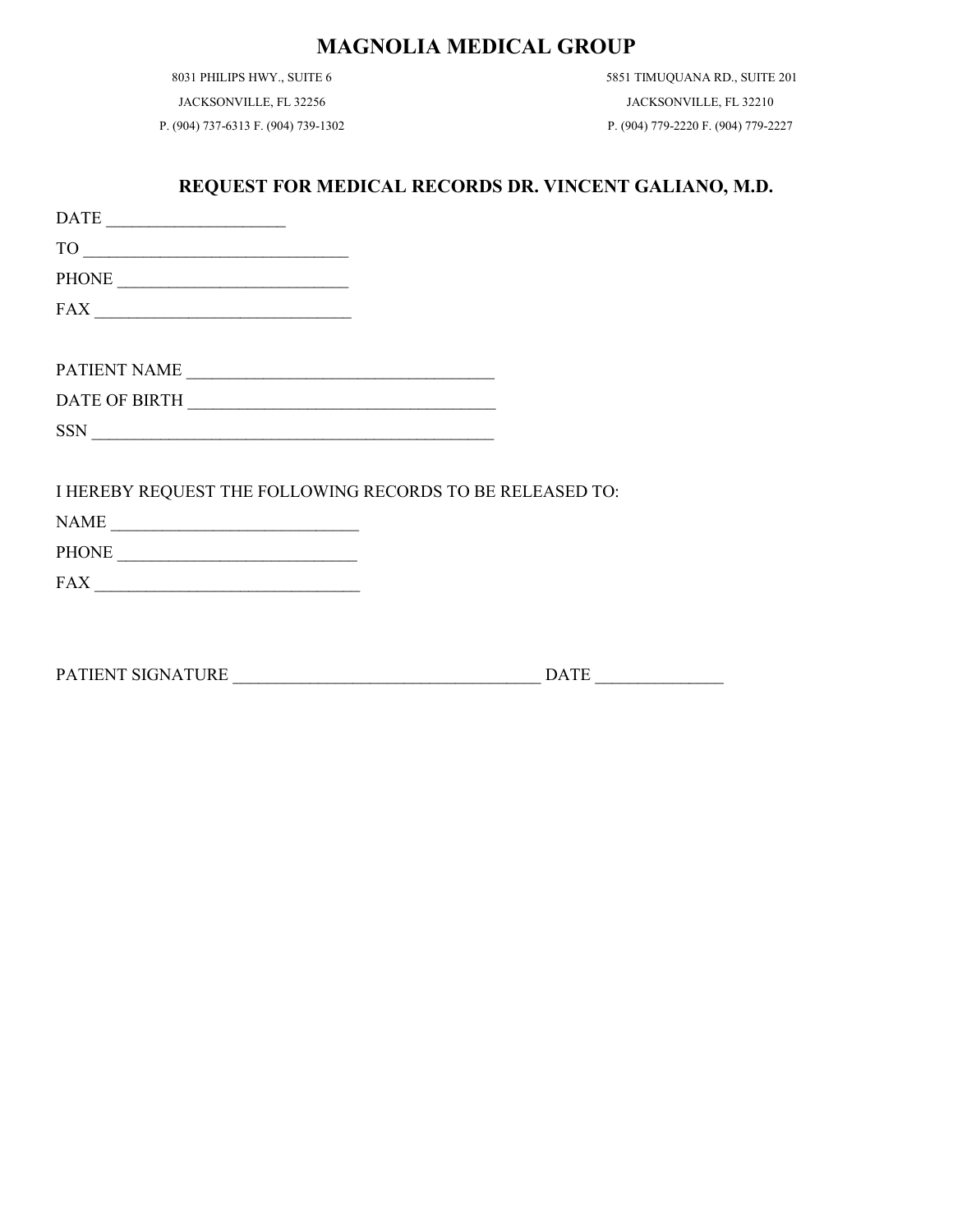# MAGNOLIA MEDICAL GROUP

8031 PHILIPS HWY., SUITE 6
JACKSONVILLE, FL 32256
P. (904) 737-6313 F. (904) 739-1302

5851 TIMUQUANA RD., SUITE 201
JACKSONVILLE, FL 32210
P. (904) 779-2220 F. (904) 779-2227

## REQUEST FOR MEDICAL RECORDS DR. VINCENT GALIANO, M.D.

DATE ____________________

TO ______________________________

PHONE __________________________

FAX ______________________________

PATIENT NAME ___________________________________

DATE OF BIRTH ___________________________________

SSN ______________________________________________

I HEREBY REQUEST THE FOLLOWING RECORDS TO BE RELEASED TO:

NAME ____________________________

PHONE ___________________________

FAX ______________________________

PATIENT SIGNATURE ___________________________________ DATE ______________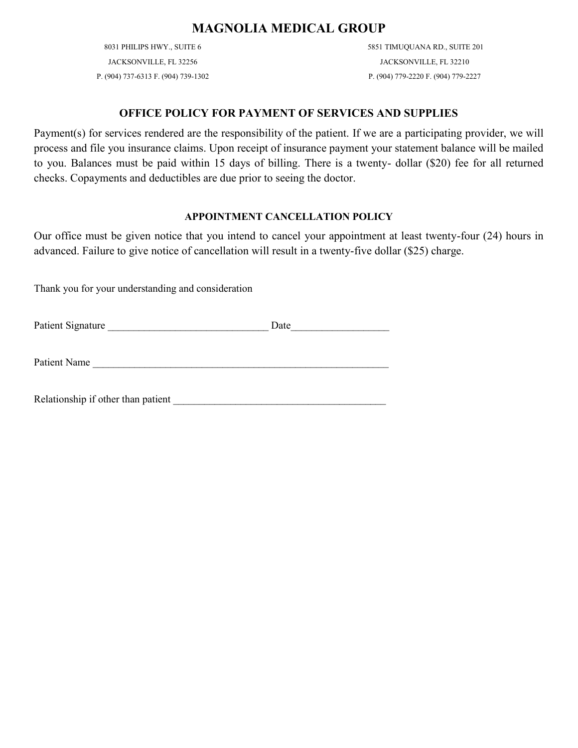# MAGNOLIA MEDICAL GROUP

8031 PHILIPS HWY., SUITE 6
JACKSONVILLE, FL 32256
P. (904) 737-6313 F. (904) 739-1302

5851 TIMUQUANA RD., SUITE 201
JACKSONVILLE, FL 32210
P. (904) 779-2220 F. (904) 779-2227

## OFFICE POLICY FOR PAYMENT OF SERVICES AND SUPPLIES

Payment(s) for services rendered are the responsibility of the patient. If we are a participating provider, we will process and file you insurance claims. Upon receipt of insurance payment your statement balance will be mailed to you. Balances must be paid within 15 days of billing. There is a twenty- dollar ($20) fee for all returned checks. Copayments and deductibles are due prior to seeing the doctor.

### APPOINTMENT CANCELLATION POLICY

Our office must be given notice that you intend to cancel your appointment at least twenty-four (24) hours in advanced. Failure to give notice of cancellation will result in a twenty-five dollar ($25) charge.

Thank you for your understanding and consideration

Patient Signature _______________________________ Date___________________

Patient Name ___________________________________________________________

Relationship if other than patient ___________________________________________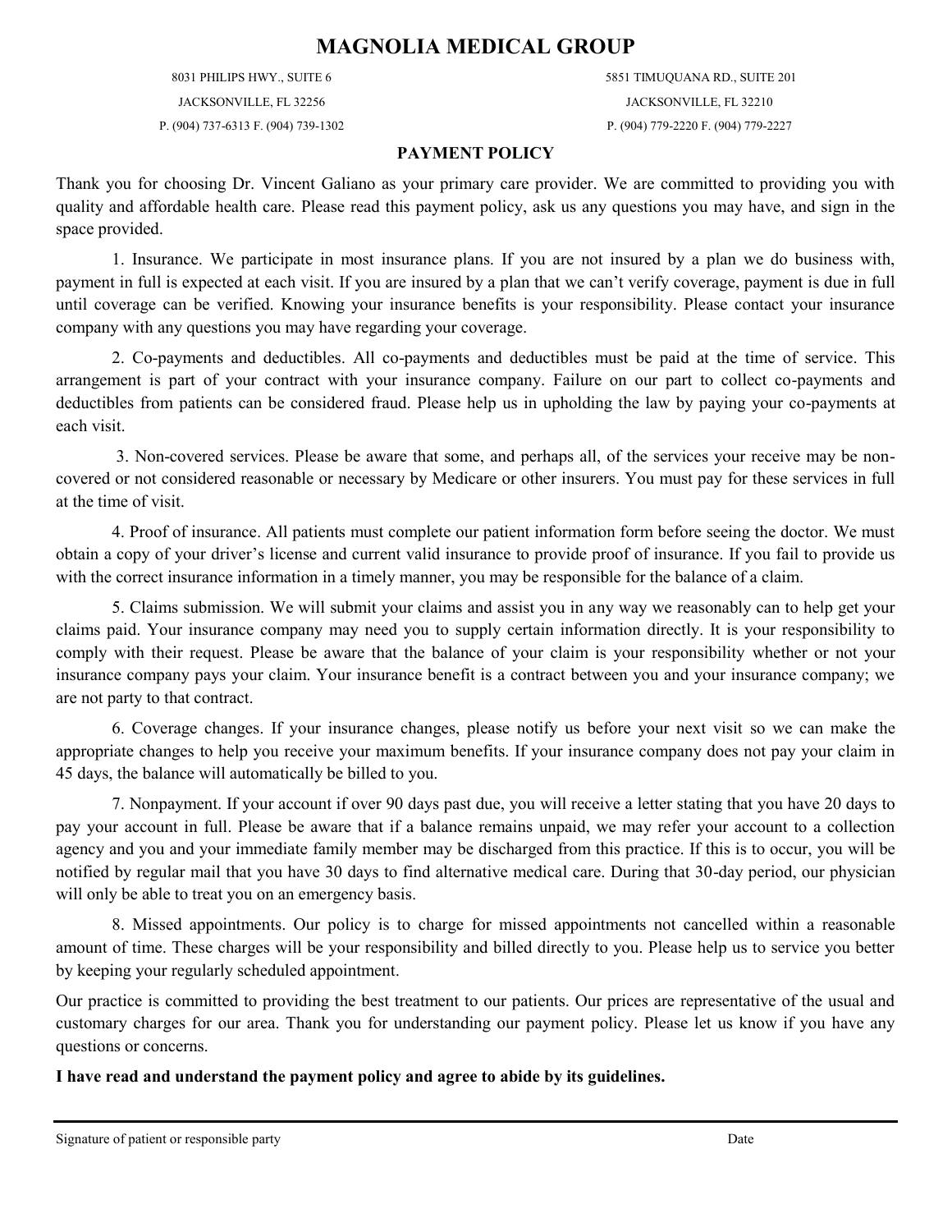# MAGNOLIA MEDICAL GROUP

8031 PHILIPS HWY., SUITE 6
JACKSONVILLE, FL 32256
P. (904) 737-6313 F. (904) 739-1302

5851 TIMUQUANA RD., SUITE 201
JACKSONVILLE, FL 32210
P. (904) 779-2220 F. (904) 779-2227

## PAYMENT POLICY

Thank you for choosing Dr. Vincent Galiano as your primary care provider. We are committed to providing you with quality and affordable health care. Please read this payment policy, ask us any questions you may have, and sign in the space provided.

1. Insurance. We participate in most insurance plans. If you are not insured by a plan we do business with, payment in full is expected at each visit. If you are insured by a plan that we can't verify coverage, payment is due in full until coverage can be verified. Knowing your insurance benefits is your responsibility. Please contact your insurance company with any questions you may have regarding your coverage.

2. Co-payments and deductibles. All co-payments and deductibles must be paid at the time of service. This arrangement is part of your contract with your insurance company. Failure on our part to collect co-payments and deductibles from patients can be considered fraud. Please help us in upholding the law by paying your co-payments at each visit.

3. Non-covered services. Please be aware that some, and perhaps all, of the services your receive may be non-covered or not considered reasonable or necessary by Medicare or other insurers. You must pay for these services in full at the time of visit.

4. Proof of insurance. All patients must complete our patient information form before seeing the doctor. We must obtain a copy of your driver's license and current valid insurance to provide proof of insurance. If you fail to provide us with the correct insurance information in a timely manner, you may be responsible for the balance of a claim.

5. Claims submission. We will submit your claims and assist you in any way we reasonably can to help get your claims paid. Your insurance company may need you to supply certain information directly. It is your responsibility to comply with their request. Please be aware that the balance of your claim is your responsibility whether or not your insurance company pays your claim. Your insurance benefit is a contract between you and your insurance company; we are not party to that contract.

6. Coverage changes. If your insurance changes, please notify us before your next visit so we can make the appropriate changes to help you receive your maximum benefits. If your insurance company does not pay your claim in 45 days, the balance will automatically be billed to you.

7. Nonpayment. If your account if over 90 days past due, you will receive a letter stating that you have 20 days to pay your account in full. Please be aware that if a balance remains unpaid, we may refer your account to a collection agency and you and your immediate family member may be discharged from this practice. If this is to occur, you will be notified by regular mail that you have 30 days to find alternative medical care. During that 30-day period, our physician will only be able to treat you on an emergency basis.

8. Missed appointments. Our policy is to charge for missed appointments not cancelled within a reasonable amount of time. These charges will be your responsibility and billed directly to you. Please help us to service you better by keeping your regularly scheduled appointment.

Our practice is committed to providing the best treatment to our patients. Our prices are representative of the usual and customary charges for our area. Thank you for understanding our payment policy. Please let us know if you have any questions or concerns.

**I have read and understand the payment policy and agree to abide by its guidelines.**

\_\_\_\_\_\_\_\_\_\_\_\_\_\_\_\_\_\_\_\_\_\_\_\_\_\_\_\_\_\_\_\_\_\_\_\_\_\_\_\_\_\_\_\_\_\_\_\_\_\_\_\_\_\_\_\_\_\_\_\_

Signature of patient or responsible party　　　　　　　　　　　　　　　　Date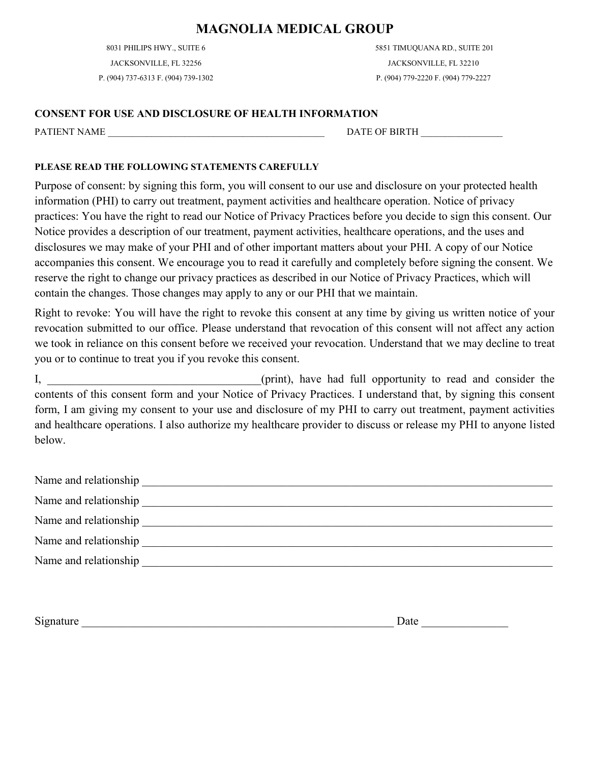# MAGNOLIA MEDICAL GROUP

8031 PHILIPS HWY., SUITE 6
JACKSONVILLE, FL 32256
P. (904) 737-6313 F. (904) 739-1302

5851 TIMUQUANA RD., SUITE 201
JACKSONVILLE, FL 32210
P. (904) 779-2220 F. (904) 779-2227

## CONSENT FOR USE AND DISCLOSURE OF HEALTH INFORMATION

PATIENT NAME ____________________________________________ DATE OF BIRTH ________________

**PLEASE READ THE FOLLOWING STATEMENTS CAREFULLY**

Purpose of consent: by signing this form, you will consent to our use and disclosure on your protected health information (PHI) to carry out treatment, payment activities and healthcare operation. Notice of privacy practices: You have the right to read our Notice of Privacy Practices before you decide to sign this consent. Our Notice provides a description of our treatment, payment activities, healthcare operations, and the uses and disclosures we may make of your PHI and of other important matters about your PHI. A copy of our Notice accompanies this consent. We encourage you to read it carefully and completely before signing the consent. We reserve the right to change our privacy practices as described in our Notice of Privacy Practices, which will contain the changes. Those changes may apply to any or our PHI that we maintain.

Right to revoke: You will have the right to revoke this consent at any time by giving us written notice of your revocation submitted to our office. Please understand that revocation of this consent will not affect any action we took in reliance on this consent before we received your revocation. Understand that we may decline to treat you or to continue to treat you if you revoke this consent.

I, _____________________________________(print), have had full opportunity to read and consider the contents of this consent form and your Notice of Privacy Practices. I understand that, by signing this consent form, I am giving my consent to your use and disclosure of my PHI to carry out treatment, payment activities and healthcare operations. I also authorize my healthcare provider to discuss or release my PHI to anyone listed below.

Name and relationship ____________________________________________________________________________

Name and relationship ____________________________________________________________________________

Name and relationship ____________________________________________________________________________

Name and relationship ____________________________________________________________________________

Name and relationship ____________________________________________________________________________

Signature __________________________________________________________ Date _______________